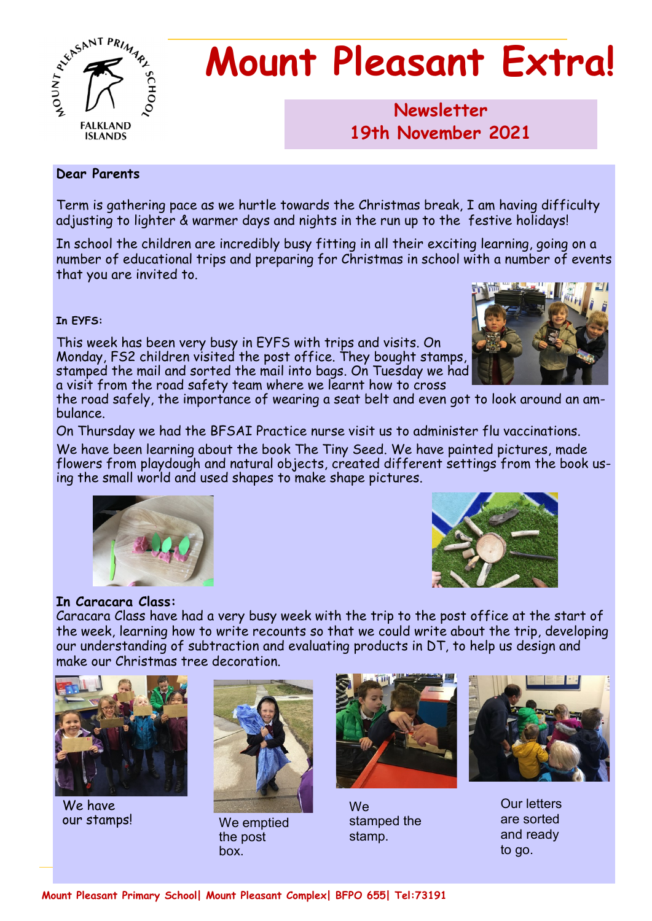# Mount Pleasant Extra!

## Newsletter
## 19th November 2021

**Dear Parents**

Term is gathering pace as we hurtle towards the Christmas break, I am having difficulty adjusting to lighter & warmer days and nights in the run up to the festive holidays!

In school the children are incredibly busy fitting in all their exciting learning, going on a number of educational trips and preparing for Christmas in school with a number of events that you are invited to.

**In EYFS:**

This week has been very busy in EYFS with trips and visits. On Monday, FS2 children visited the post office. They bought stamps, stamped the mail and sorted the mail into bags. On Tuesday we had a visit from the road safety team where we learnt how to cross the road safely, the importance of wearing a seat belt and even got to look around an ambulance.

On Thursday we had the BFSAI Practice nurse visit us to administer flu vaccinations.

We have been learning about the book The Tiny Seed. We have painted pictures, made flowers from playdough and natural objects, created different settings from the book using the small world and used shapes to make shape pictures.

**In Caracara Class:**

Caracara Class have had a very busy week with the trip to the post office at the start of the week, learning how to write recounts so that we could write about the trip, developing our understanding of subtraction and evaluating products in DT, to help us design and make our Christmas tree decoration.

We have our stamps!

We emptied the post box.

We stamped the stamp.

Our letters are sorted and ready to go.

Mount Pleasant Primary School| Mount Pleasant Complex| BFPO 655| Tel:73191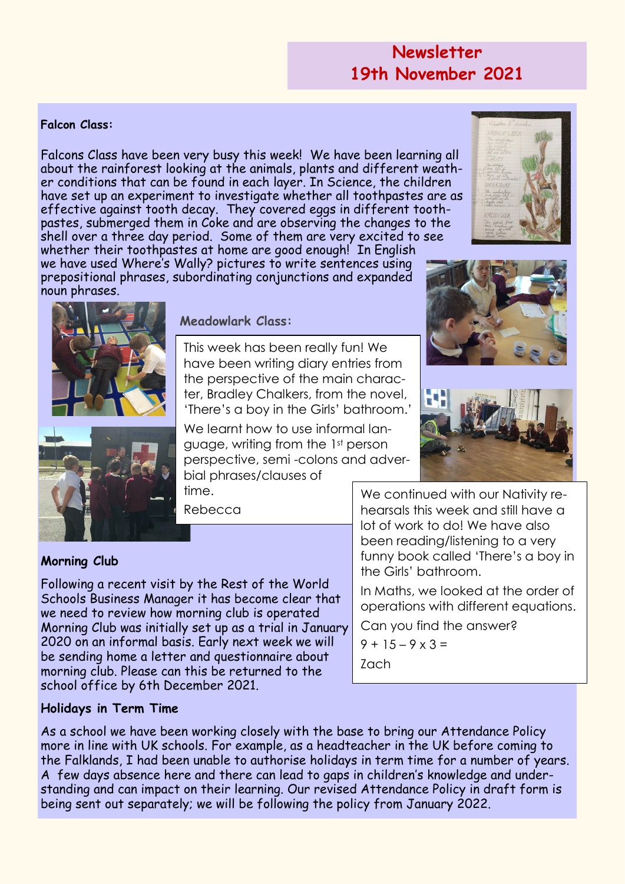# Newsletter 19th November 2021

**Falcon Class:**

Falcons Class have been very busy this week! We have been learning all about the rainforest looking at the animals, plants and different weather conditions that can be found in each layer. In Science, the children have set up an experiment to investigate whether all toothpastes are as effective against tooth decay. They covered eggs in different toothpastes, submerged them in Coke and are observing the changes to the shell over a three day period. Some of them are very excited to see whether their toothpastes at home are good enough! In English we have used Where's Wally? pictures to write sentences using prepositional phrases, subordinating conjunctions and expanded noun phrases.

**Meadowlark Class:**

This week has been really fun! We have been writing diary entries from the perspective of the main character, Bradley Chalkers, from the novel, 'There's a boy in the Girls' bathroom.'

We learnt how to use informal language, writing from the 1st person perspective, semi -colons and adverbial phrases/clauses of time.

Rebecca

We continued with our Nativity rehearsals this week and still have a lot of work to do! We have also been reading/listening to a very funny book called 'There's a boy in the Girls' bathroom.

In Maths, we looked at the order of operations with different equations.

Can you find the answer?

$9 + 15 - 9 \times 3 =$

Zach

**Morning Club**

Following a recent visit by the Rest of the World Schools Business Manager it has become clear that we need to review how morning club is operated Morning Club was initially set up as a trial in January 2020 on an informal basis. Early next week we will be sending home a letter and questionnaire about morning club. Please can this be returned to the school office by 6th December 2021.

**Holidays in Term Time**

As a school we have been working closely with the base to bring our Attendance Policy more in line with UK schools. For example, as a headteacher in the UK before coming to the Falklands, I had been unable to authorise holidays in term time for a number of years. A few days absence here and there can lead to gaps in children's knowledge and understanding and can impact on their learning. Our revised Attendance Policy in draft form is being sent out separately; we will be following the policy from January 2022.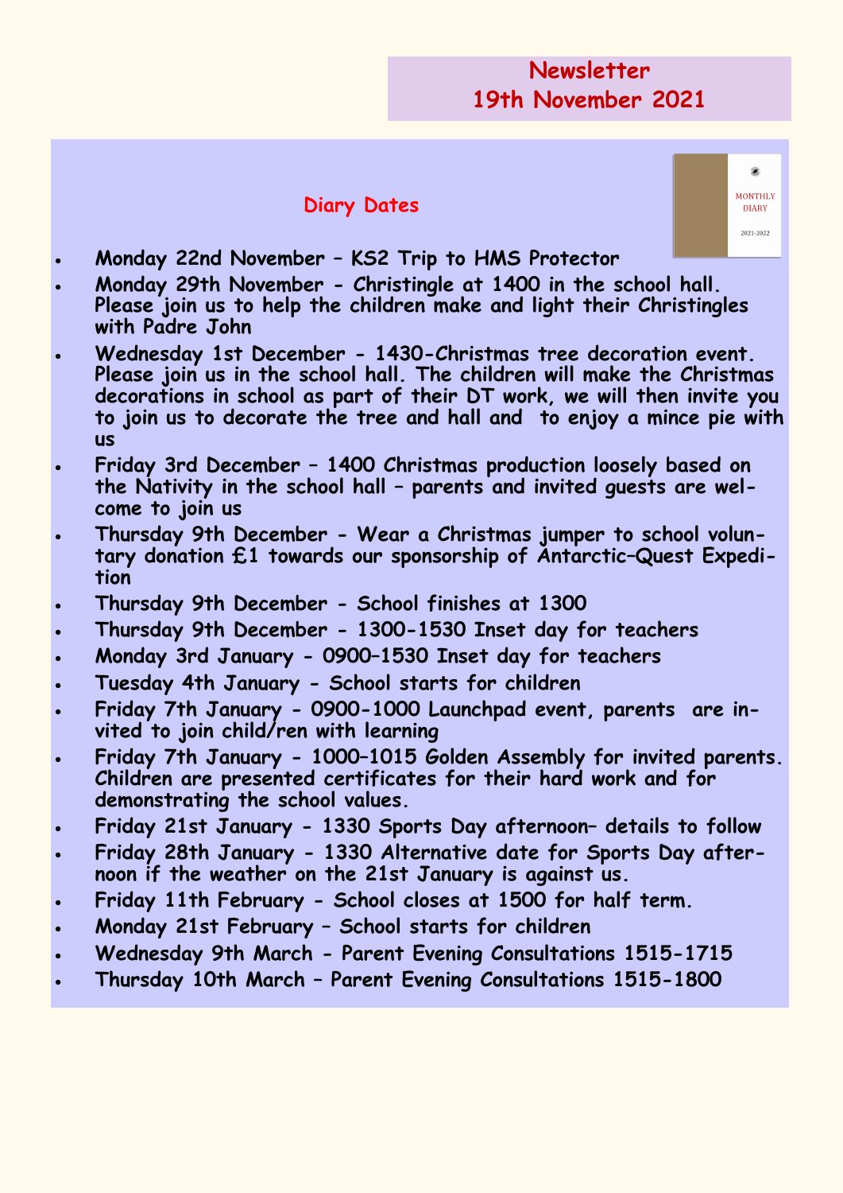**Newsletter**
**19th November 2021**

## Diary Dates

- **Monday 22nd November – KS2 Trip to HMS Protector**
- **Monday 29th November - Christingle at 1400 in the school hall. Please join us to help the children make and light their Christingles with Padre John**
- **Wednesday 1st December - 1430-Christmas tree decoration event. Please join us in the school hall. The children will make the Christmas decorations in school as part of their DT work, we will then invite you to join us to decorate the tree and hall and to enjoy a mince pie with us**
- **Friday 3rd December – 1400 Christmas production loosely based on the Nativity in the school hall – parents and invited guests are welcome to join us**
- **Thursday 9th December - Wear a Christmas jumper to school voluntary donation £1 towards our sponsorship of Antarctic–Quest Expedition**
- **Thursday 9th December - School finishes at 1300**
- **Thursday 9th December - 1300-1530 Inset day for teachers**
- **Monday 3rd January - 0900–1530 Inset day for teachers**
- **Tuesday 4th January - School starts for children**
- **Friday 7th January - 0900-1000 Launchpad event, parents are invited to join child/ren with learning**
- **Friday 7th January - 1000–1015 Golden Assembly for invited parents. Children are presented certificates for their hard work and for demonstrating the school values.**
- **Friday 21st January - 1330 Sports Day afternoon– details to follow**
- **Friday 28th January - 1330 Alternative date for Sports Day afternoon if the weather on the 21st January is against us.**
- **Friday 11th February - School closes at 1500 for half term.**
- **Monday 21st February – School starts for children**
- **Wednesday 9th March - Parent Evening Consultations 1515-1715**
- **Thursday 10th March – Parent Evening Consultations 1515-1800**